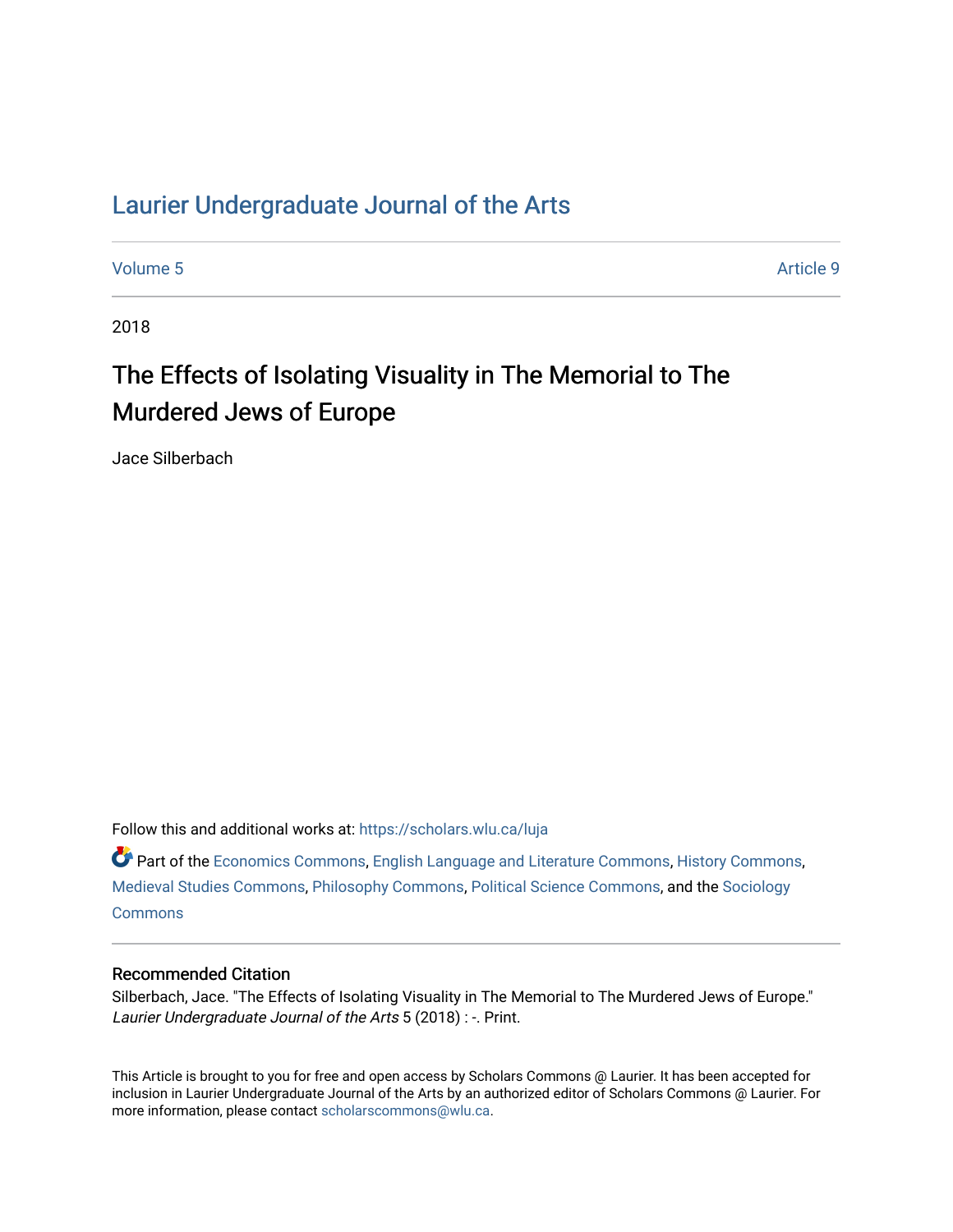# Laurier Undergraduate Journal of the Arts

Volume 5 Article 9

2018

## The Effects of Isolating Visuality in The Memorial to The Murdered Jews of Europe

Jace Silberbach

Follow this and additional works at: https://scholars.wlu.ca/luja

Part of the Economics Commons, English Language and Literature Commons, History Commons, Medieval Studies Commons, Philosophy Commons, Political Science Commons, and the Sociology Commons

### Recommended Citation

Silberbach, Jace. "The Effects of Isolating Visuality in The Memorial to The Murdered Jews of Europe." *Laurier Undergraduate Journal of the Arts* 5 (2018) : -. Print.

This Article is brought to you for free and open access by Scholars Commons @ Laurier. It has been accepted for inclusion in Laurier Undergraduate Journal of the Arts by an authorized editor of Scholars Commons @ Laurier. For more information, please contact scholarscommons@wlu.ca.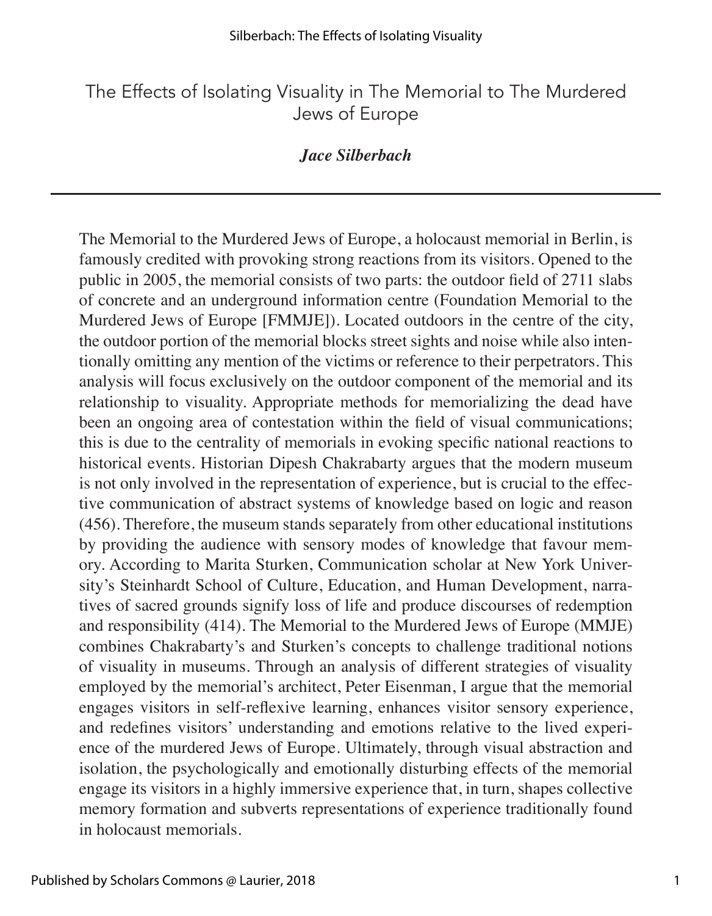# The Effects of Isolating Visuality in The Memorial to The Murdered Jews of Europe

***Jace Silberbach***

---

The Memorial to the Murdered Jews of Europe, a holocaust memorial in Berlin, is famously credited with provoking strong reactions from its visitors. Opened to the public in 2005, the memorial consists of two parts: the outdoor field of 2711 slabs of concrete and an underground information centre (Foundation Memorial to the Murdered Jews of Europe [FMMJE]). Located outdoors in the centre of the city, the outdoor portion of the memorial blocks street sights and noise while also intentionally omitting any mention of the victims or reference to their perpetrators. This analysis will focus exclusively on the outdoor component of the memorial and its relationship to visuality. Appropriate methods for memorializing the dead have been an ongoing area of contestation within the field of visual communications; this is due to the centrality of memorials in evoking specific national reactions to historical events. Historian Dipesh Chakrabarty argues that the modern museum is not only involved in the representation of experience, but is crucial to the effective communication of abstract systems of knowledge based on logic and reason (456). Therefore, the museum stands separately from other educational institutions by providing the audience with sensory modes of knowledge that favour memory. According to Marita Sturken, Communication scholar at New York University's Steinhardt School of Culture, Education, and Human Development, narratives of sacred grounds signify loss of life and produce discourses of redemption and responsibility (414). The Memorial to the Murdered Jews of Europe (MMJE) combines Chakrabarty's and Sturken's concepts to challenge traditional notions of visuality in museums. Through an analysis of different strategies of visuality employed by the memorial's architect, Peter Eisenman, I argue that the memorial engages visitors in self-reflexive learning, enhances visitor sensory experience, and redefines visitors' understanding and emotions relative to the lived experience of the murdered Jews of Europe. Ultimately, through visual abstraction and isolation, the psychologically and emotionally disturbing effects of the memorial engage its visitors in a highly immersive experience that, in turn, shapes collective memory formation and subverts representations of experience traditionally found in holocaust memorials.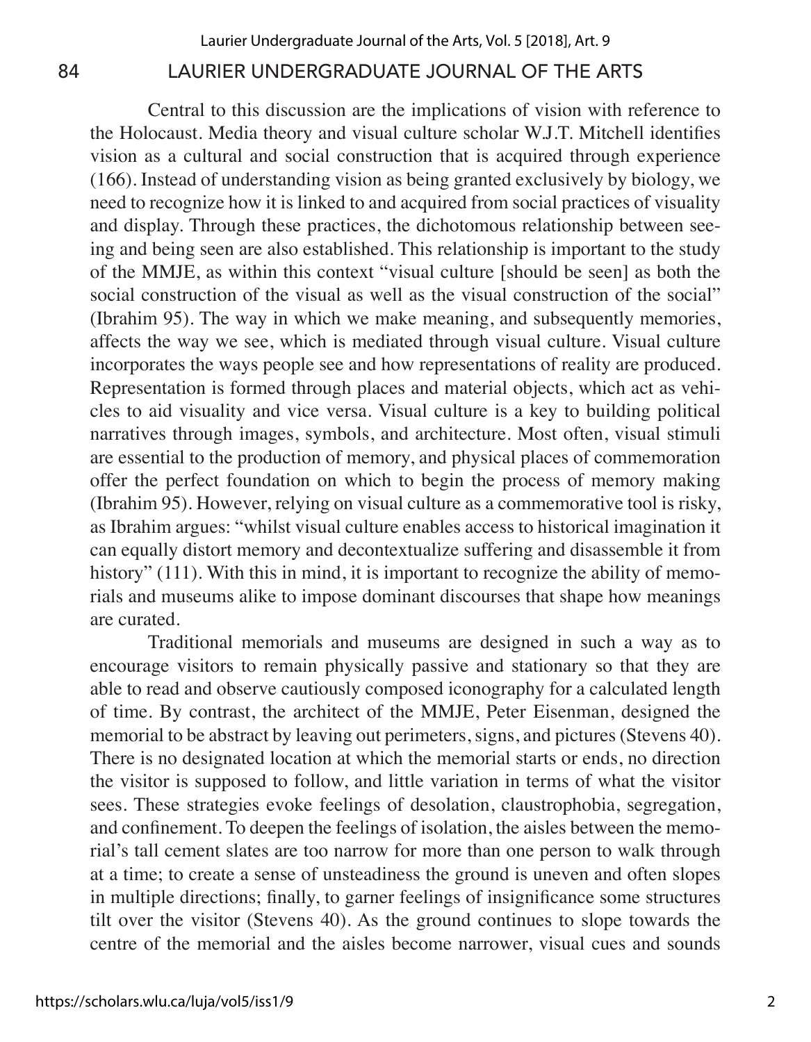Central to this discussion are the implications of vision with reference to the Holocaust. Media theory and visual culture scholar W.J.T. Mitchell identifies vision as a cultural and social construction that is acquired through experience (166). Instead of understanding vision as being granted exclusively by biology, we need to recognize how it is linked to and acquired from social practices of visuality and display. Through these practices, the dichotomous relationship between seeing and being seen are also established. This relationship is important to the study of the MMJE, as within this context "visual culture [should be seen] as both the social construction of the visual as well as the visual construction of the social" (Ibrahim 95). The way in which we make meaning, and subsequently memories, affects the way we see, which is mediated through visual culture. Visual culture incorporates the ways people see and how representations of reality are produced. Representation is formed through places and material objects, which act as vehicles to aid visuality and vice versa. Visual culture is a key to building political narratives through images, symbols, and architecture. Most often, visual stimuli are essential to the production of memory, and physical places of commemoration offer the perfect foundation on which to begin the process of memory making (Ibrahim 95). However, relying on visual culture as a commemorative tool is risky, as Ibrahim argues: "whilst visual culture enables access to historical imagination it can equally distort memory and decontextualize suffering and disassemble it from history" (111). With this in mind, it is important to recognize the ability of memorials and museums alike to impose dominant discourses that shape how meanings are curated.

Traditional memorials and museums are designed in such a way as to encourage visitors to remain physically passive and stationary so that they are able to read and observe cautiously composed iconography for a calculated length of time. By contrast, the architect of the MMJE, Peter Eisenman, designed the memorial to be abstract by leaving out perimeters, signs, and pictures (Stevens 40). There is no designated location at which the memorial starts or ends, no direction the visitor is supposed to follow, and little variation in terms of what the visitor sees. These strategies evoke feelings of desolation, claustrophobia, segregation, and confinement. To deepen the feelings of isolation, the aisles between the memorial's tall cement slates are too narrow for more than one person to walk through at a time; to create a sense of unsteadiness the ground is uneven and often slopes in multiple directions; finally, to garner feelings of insignificance some structures tilt over the visitor (Stevens 40). As the ground continues to slope towards the centre of the memorial and the aisles become narrower, visual cues and sounds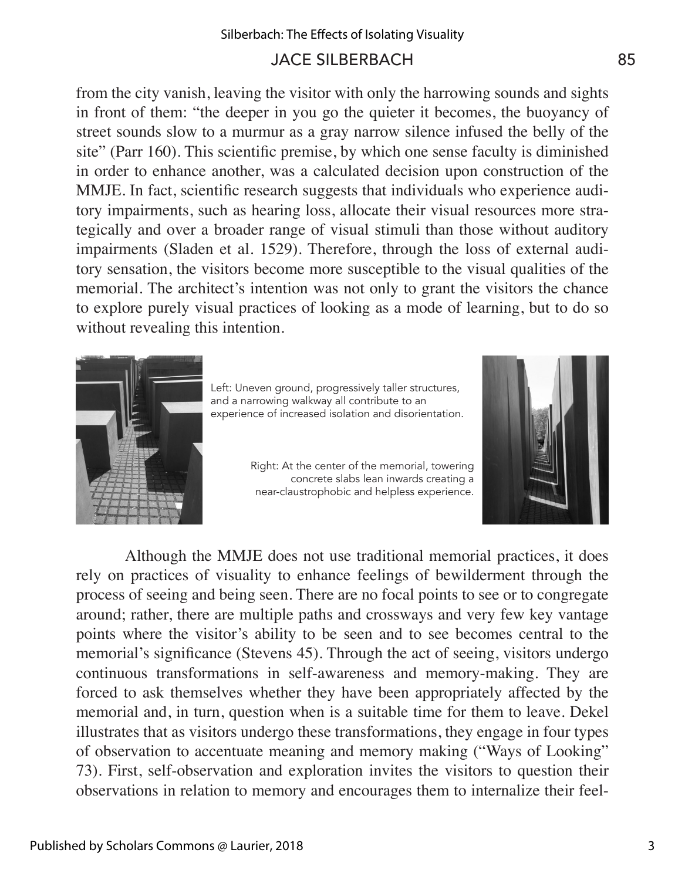from the city vanish, leaving the visitor with only the harrowing sounds and sights in front of them: "the deeper in you go the quieter it becomes, the buoyancy of street sounds slow to a murmur as a gray narrow silence infused the belly of the site" (Parr 160). This scientific premise, by which one sense faculty is diminished in order to enhance another, was a calculated decision upon construction of the MMJE. In fact, scientific research suggests that individuals who experience auditory impairments, such as hearing loss, allocate their visual resources more strategically and over a broader range of visual stimuli than those without auditory impairments (Sladen et al. 1529). Therefore, through the loss of external auditory sensation, the visitors become more susceptible to the visual qualities of the memorial. The architect's intention was not only to grant the visitors the chance to explore purely visual practices of looking as a mode of learning, but to do so without revealing this intention.

Left: Uneven ground, progressively taller structures, and a narrowing walkway all contribute to an experience of increased isolation and disorientation.

Right: At the center of the memorial, towering concrete slabs lean inwards creating a near-claustrophobic and helpless experience.

Although the MMJE does not use traditional memorial practices, it does rely on practices of visuality to enhance feelings of bewilderment through the process of seeing and being seen. There are no focal points to see or to congregate around; rather, there are multiple paths and crossways and very few key vantage points where the visitor's ability to be seen and to see becomes central to the memorial's significance (Stevens 45). Through the act of seeing, visitors undergo continuous transformations in self-awareness and memory-making. They are forced to ask themselves whether they have been appropriately affected by the memorial and, in turn, question when is a suitable time for them to leave. Dekel illustrates that as visitors undergo these transformations, they engage in four types of observation to accentuate meaning and memory making ("Ways of Looking" 73). First, self-observation and exploration invites the visitors to question their observations in relation to memory and encourages them to internalize their feel-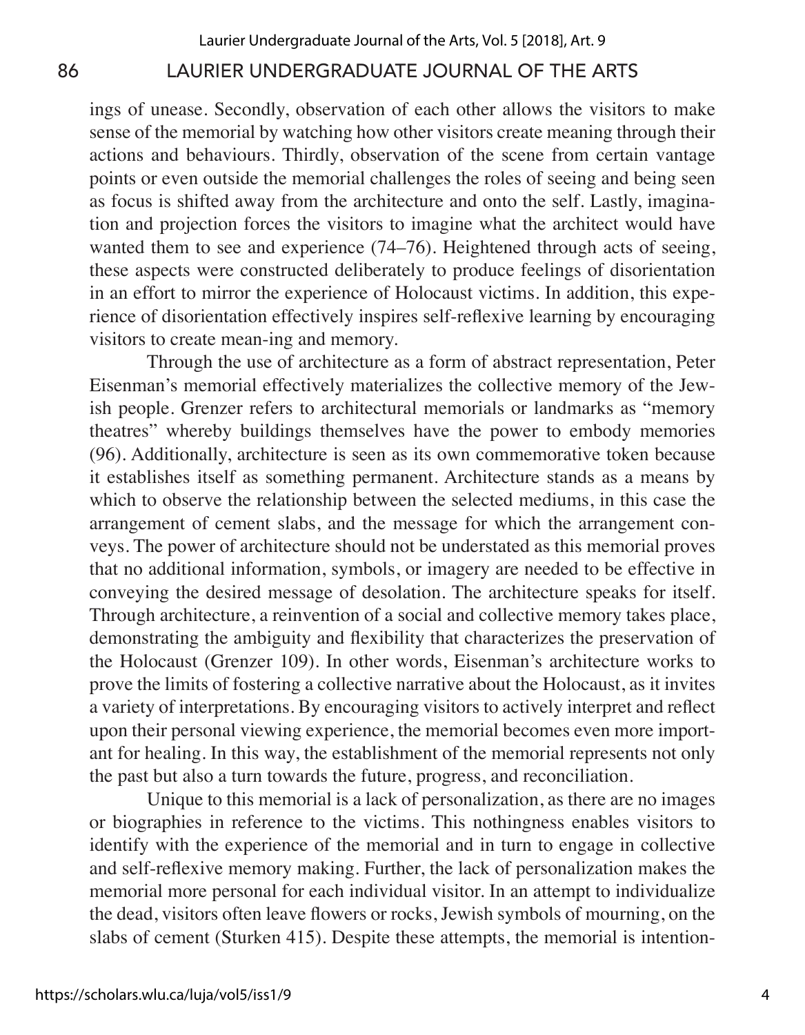ings of unease. Secondly, observation of each other allows the visitors to make sense of the memorial by watching how other visitors create meaning through their actions and behaviours. Thirdly, observation of the scene from certain vantage points or even outside the memorial challenges the roles of seeing and being seen as focus is shifted away from the architecture and onto the self. Lastly, imagination and projection forces the visitors to imagine what the architect would have wanted them to see and experience (74–76). Heightened through acts of seeing, these aspects were constructed deliberately to produce feelings of disorientation in an effort to mirror the experience of Holocaust victims. In addition, this experience of disorientation effectively inspires self-reflexive learning by encouraging visitors to create mean-ing and memory.

Through the use of architecture as a form of abstract representation, Peter Eisenman's memorial effectively materializes the collective memory of the Jewish people. Grenzer refers to architectural memorials or landmarks as "memory theatres" whereby buildings themselves have the power to embody memories (96). Additionally, architecture is seen as its own commemorative token because it establishes itself as something permanent. Architecture stands as a means by which to observe the relationship between the selected mediums, in this case the arrangement of cement slabs, and the message for which the arrangement conveys. The power of architecture should not be understated as this memorial proves that no additional information, symbols, or imagery are needed to be effective in conveying the desired message of desolation. The architecture speaks for itself. Through architecture, a reinvention of a social and collective memory takes place, demonstrating the ambiguity and flexibility that characterizes the preservation of the Holocaust (Grenzer 109). In other words, Eisenman's architecture works to prove the limits of fostering a collective narrative about the Holocaust, as it invites a variety of interpretations. By encouraging visitors to actively interpret and reflect upon their personal viewing experience, the memorial becomes even more important for healing. In this way, the establishment of the memorial represents not only the past but also a turn towards the future, progress, and reconciliation.

Unique to this memorial is a lack of personalization, as there are no images or biographies in reference to the victims. This nothingness enables visitors to identify with the experience of the memorial and in turn to engage in collective and self-reflexive memory making. Further, the lack of personalization makes the memorial more personal for each individual visitor. In an attempt to individualize the dead, visitors often leave flowers or rocks, Jewish symbols of mourning, on the slabs of cement (Sturken 415). Despite these attempts, the memorial is intention-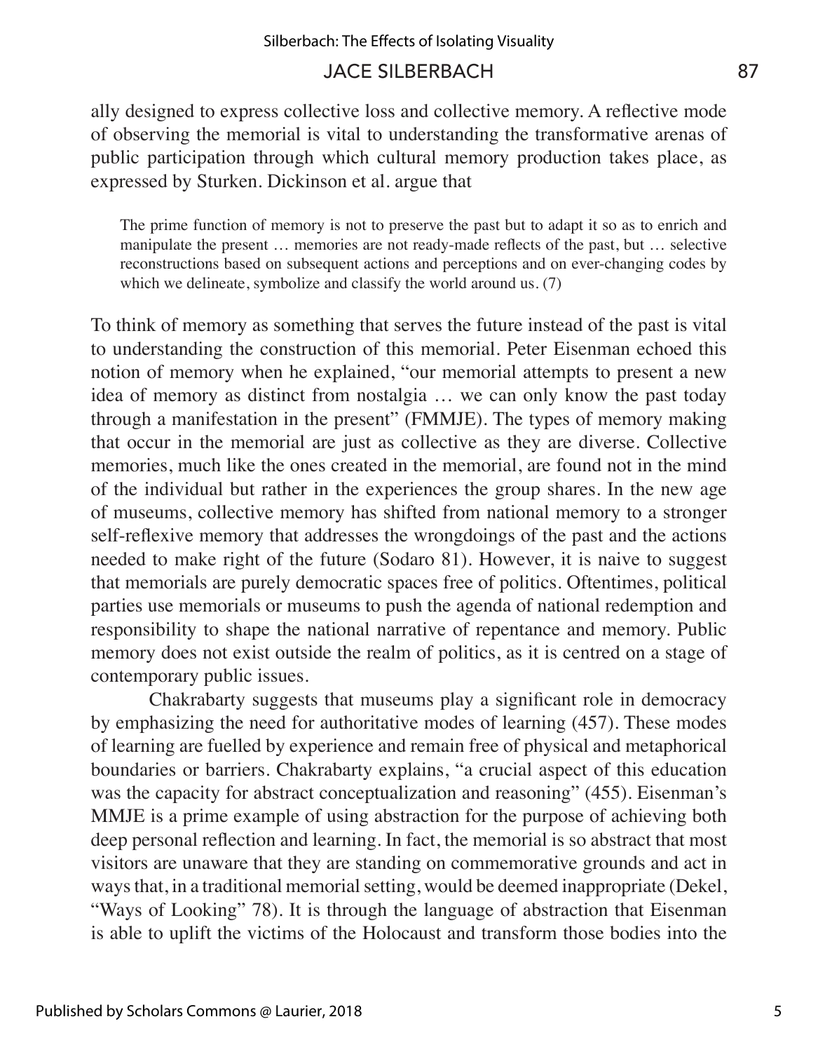ally designed to express collective loss and collective memory. A reflective mode of observing the memorial is vital to understanding the transformative arenas of public participation through which cultural memory production takes place, as expressed by Sturken. Dickinson et al. argue that

> The prime function of memory is not to preserve the past but to adapt it so as to enrich and manipulate the present … memories are not ready-made reflects of the past, but … selective reconstructions based on subsequent actions and perceptions and on ever-changing codes by which we delineate, symbolize and classify the world around us. (7)

To think of memory as something that serves the future instead of the past is vital to understanding the construction of this memorial. Peter Eisenman echoed this notion of memory when he explained, "our memorial attempts to present a new idea of memory as distinct from nostalgia … we can only know the past today through a manifestation in the present" (FMMJE). The types of memory making that occur in the memorial are just as collective as they are diverse. Collective memories, much like the ones created in the memorial, are found not in the mind of the individual but rather in the experiences the group shares. In the new age of museums, collective memory has shifted from national memory to a stronger self-reflexive memory that addresses the wrongdoings of the past and the actions needed to make right of the future (Sodaro 81). However, it is naive to suggest that memorials are purely democratic spaces free of politics. Oftentimes, political parties use memorials or museums to push the agenda of national redemption and responsibility to shape the national narrative of repentance and memory. Public memory does not exist outside the realm of politics, as it is centred on a stage of contemporary public issues.

Chakrabarty suggests that museums play a significant role in democracy by emphasizing the need for authoritative modes of learning (457). These modes of learning are fuelled by experience and remain free of physical and metaphorical boundaries or barriers. Chakrabarty explains, "a crucial aspect of this education was the capacity for abstract conceptualization and reasoning" (455). Eisenman's MMJE is a prime example of using abstraction for the purpose of achieving both deep personal reflection and learning. In fact, the memorial is so abstract that most visitors are unaware that they are standing on commemorative grounds and act in ways that, in a traditional memorial setting, would be deemed inappropriate (Dekel, "Ways of Looking" 78). It is through the language of abstraction that Eisenman is able to uplift the victims of the Holocaust and transform those bodies into the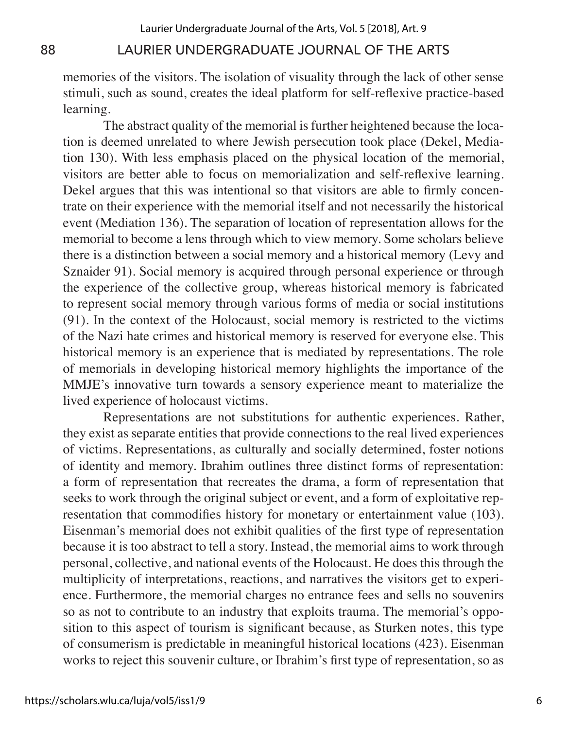memories of the visitors. The isolation of visuality through the lack of other sense stimuli, such as sound, creates the ideal platform for self-reflexive practice-based learning.

The abstract quality of the memorial is further heightened because the location is deemed unrelated to where Jewish persecution took place (Dekel, Mediation 130). With less emphasis placed on the physical location of the memorial, visitors are better able to focus on memorialization and self-reflexive learning. Dekel argues that this was intentional so that visitors are able to firmly concentrate on their experience with the memorial itself and not necessarily the historical event (Mediation 136). The separation of location of representation allows for the memorial to become a lens through which to view memory. Some scholars believe there is a distinction between a social memory and a historical memory (Levy and Sznaider 91). Social memory is acquired through personal experience or through the experience of the collective group, whereas historical memory is fabricated to represent social memory through various forms of media or social institutions (91). In the context of the Holocaust, social memory is restricted to the victims of the Nazi hate crimes and historical memory is reserved for everyone else. This historical memory is an experience that is mediated by representations. The role of memorials in developing historical memory highlights the importance of the MMJE's innovative turn towards a sensory experience meant to materialize the lived experience of holocaust victims.

Representations are not substitutions for authentic experiences. Rather, they exist as separate entities that provide connections to the real lived experiences of victims. Representations, as culturally and socially determined, foster notions of identity and memory. Ibrahim outlines three distinct forms of representation: a form of representation that recreates the drama, a form of representation that seeks to work through the original subject or event, and a form of exploitative representation that commodifies history for monetary or entertainment value (103). Eisenman's memorial does not exhibit qualities of the first type of representation because it is too abstract to tell a story. Instead, the memorial aims to work through personal, collective, and national events of the Holocaust. He does this through the multiplicity of interpretations, reactions, and narratives the visitors get to experience. Furthermore, the memorial charges no entrance fees and sells no souvenirs so as not to contribute to an industry that exploits trauma. The memorial's opposition to this aspect of tourism is significant because, as Sturken notes, this type of consumerism is predictable in meaningful historical locations (423). Eisenman works to reject this souvenir culture, or Ibrahim's first type of representation, so as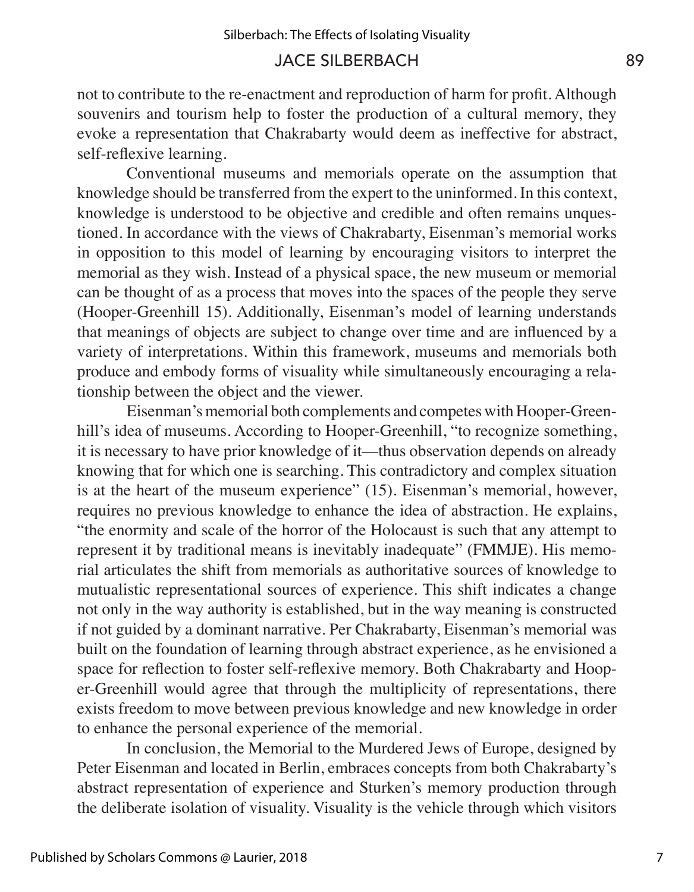not to contribute to the re-enactment and reproduction of harm for profit. Although souvenirs and tourism help to foster the production of a cultural memory, they evoke a representation that Chakrabarty would deem as ineffective for abstract, self-reflexive learning.

Conventional museums and memorials operate on the assumption that knowledge should be transferred from the expert to the uninformed. In this context, knowledge is understood to be objective and credible and often remains unquestioned. In accordance with the views of Chakrabarty, Eisenman's memorial works in opposition to this model of learning by encouraging visitors to interpret the memorial as they wish. Instead of a physical space, the new museum or memorial can be thought of as a process that moves into the spaces of the people they serve (Hooper-Greenhill 15). Additionally, Eisenman's model of learning understands that meanings of objects are subject to change over time and are influenced by a variety of interpretations. Within this framework, museums and memorials both produce and embody forms of visuality while simultaneously encouraging a relationship between the object and the viewer.

Eisenman's memorial both complements and competes with Hooper-Greenhill's idea of museums. According to Hooper-Greenhill, "to recognize something, it is necessary to have prior knowledge of it—thus observation depends on already knowing that for which one is searching. This contradictory and complex situation is at the heart of the museum experience" (15). Eisenman's memorial, however, requires no previous knowledge to enhance the idea of abstraction. He explains, "the enormity and scale of the horror of the Holocaust is such that any attempt to represent it by traditional means is inevitably inadequate" (FMMJE). His memorial articulates the shift from memorials as authoritative sources of knowledge to mutualistic representational sources of experience. This shift indicates a change not only in the way authority is established, but in the way meaning is constructed if not guided by a dominant narrative. Per Chakrabarty, Eisenman's memorial was built on the foundation of learning through abstract experience, as he envisioned a space for reflection to foster self-reflexive memory. Both Chakrabarty and Hooper-Greenhill would agree that through the multiplicity of representations, there exists freedom to move between previous knowledge and new knowledge in order to enhance the personal experience of the memorial.

In conclusion, the Memorial to the Murdered Jews of Europe, designed by Peter Eisenman and located in Berlin, embraces concepts from both Chakrabarty's abstract representation of experience and Sturken's memory production through the deliberate isolation of visuality. Visuality is the vehicle through which visitors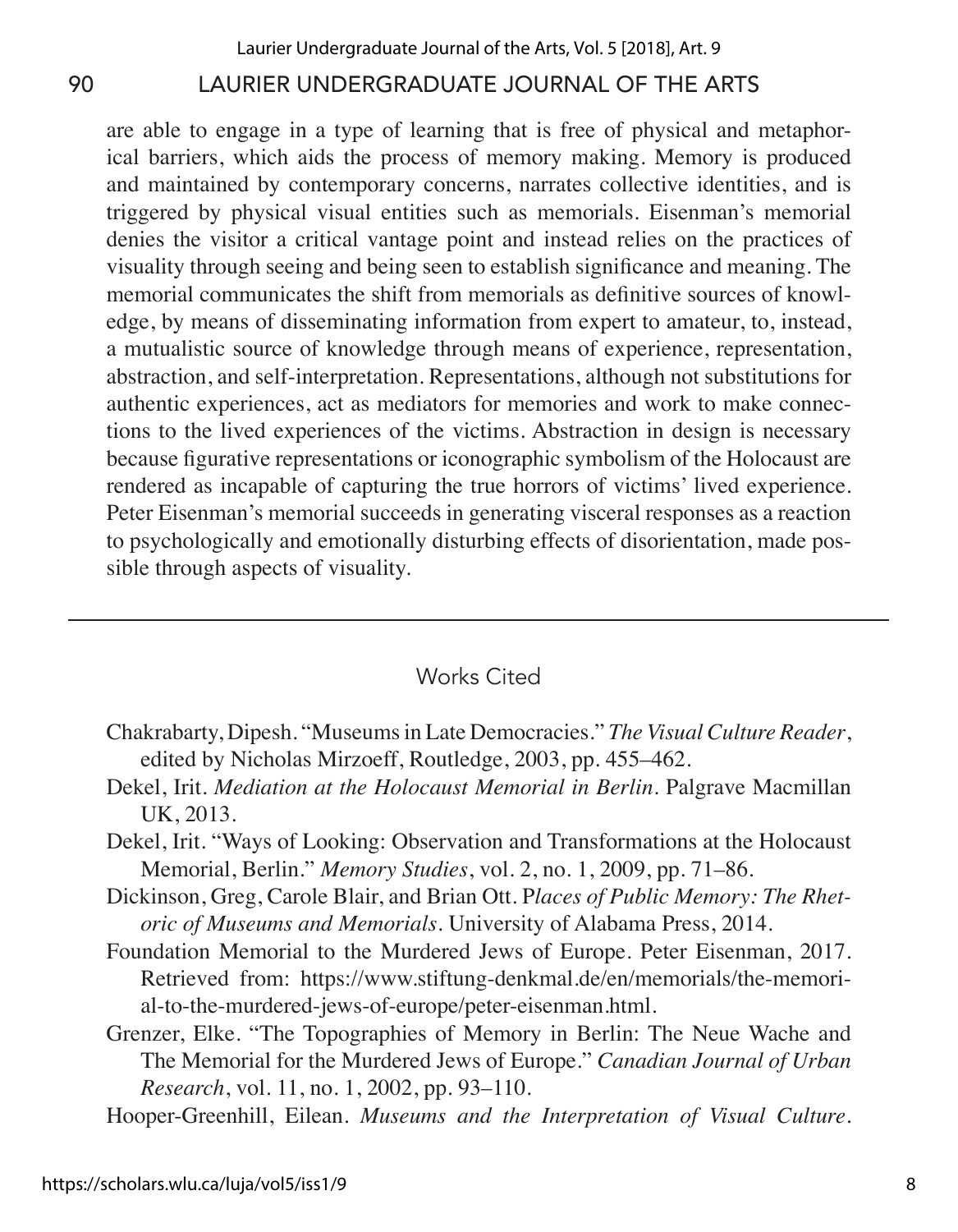are able to engage in a type of learning that is free of physical and metaphorical barriers, which aids the process of memory making. Memory is produced and maintained by contemporary concerns, narrates collective identities, and is triggered by physical visual entities such as memorials. Eisenman's memorial denies the visitor a critical vantage point and instead relies on the practices of visuality through seeing and being seen to establish significance and meaning. The memorial communicates the shift from memorials as definitive sources of knowledge, by means of disseminating information from expert to amateur, to, instead, a mutualistic source of knowledge through means of experience, representation, abstraction, and self-interpretation. Representations, although not substitutions for authentic experiences, act as mediators for memories and work to make connections to the lived experiences of the victims. Abstraction in design is necessary because figurative representations or iconographic symbolism of the Holocaust are rendered as incapable of capturing the true horrors of victims' lived experience. Peter Eisenman's memorial succeeds in generating visceral responses as a reaction to psychologically and emotionally disturbing effects of disorientation, made possible through aspects of visuality.

---

## Works Cited

Chakrabarty, Dipesh. "Museums in Late Democracies." *The Visual Culture Reader*, edited by Nicholas Mirzoeff, Routledge, 2003, pp. 455–462.

Dekel, Irit. *Mediation at the Holocaust Memorial in Berlin*. Palgrave Macmillan UK, 2013.

Dekel, Irit. "Ways of Looking: Observation and Transformations at the Holocaust Memorial, Berlin." *Memory Studies*, vol. 2, no. 1, 2009, pp. 71–86.

Dickinson, Greg, Carole Blair, and Brian Ott. P*laces of Public Memory: The Rhetoric of Museums and Memorials*. University of Alabama Press, 2014.

Foundation Memorial to the Murdered Jews of Europe. Peter Eisenman, 2017. Retrieved from: https://www.stiftung-denkmal.de/en/memorials/the-memorial-to-the-murdered-jews-of-europe/peter-eisenman.html.

Grenzer, Elke. "The Topographies of Memory in Berlin: The Neue Wache and The Memorial for the Murdered Jews of Europe." *Canadian Journal of Urban Research*, vol. 11, no. 1, 2002, pp. 93–110.

Hooper-Greenhill, Eilean. *Museums and the Interpretation of Visual Culture*.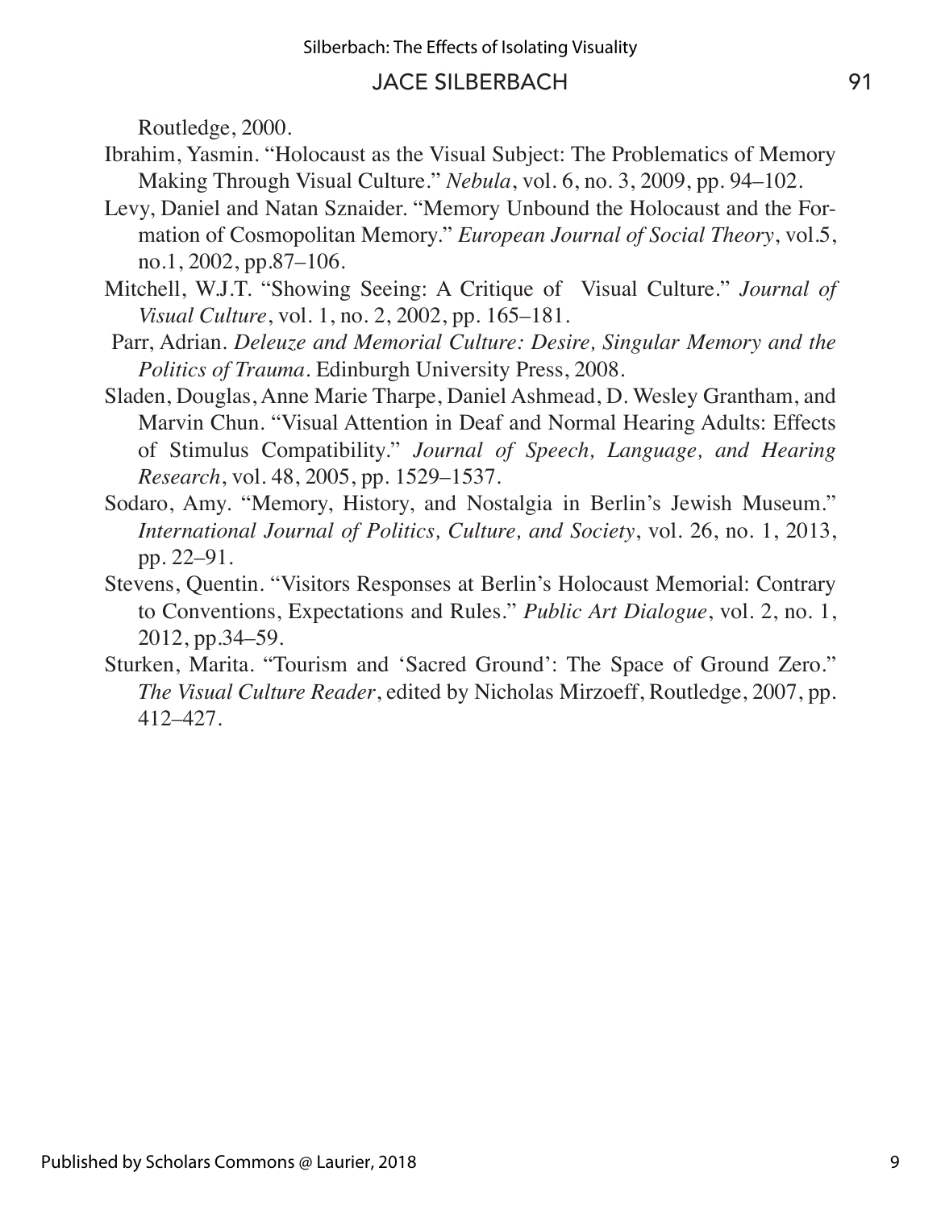Routledge, 2000.

Ibrahim, Yasmin. "Holocaust as the Visual Subject: The Problematics of Memory Making Through Visual Culture." *Nebula*, vol. 6, no. 3, 2009, pp. 94–102.

Levy, Daniel and Natan Sznaider. "Memory Unbound the Holocaust and the Formation of Cosmopolitan Memory." *European Journal of Social Theory*, vol.5, no.1, 2002, pp.87–106.

Mitchell, W.J.T. "Showing Seeing: A Critique of Visual Culture." *Journal of Visual Culture*, vol. 1, no. 2, 2002, pp. 165–181.

Parr, Adrian. *Deleuze and Memorial Culture: Desire, Singular Memory and the Politics of Trauma*. Edinburgh University Press, 2008.

Sladen, Douglas, Anne Marie Tharpe, Daniel Ashmead, D. Wesley Grantham, and Marvin Chun. "Visual Attention in Deaf and Normal Hearing Adults: Effects of Stimulus Compatibility." *Journal of Speech, Language, and Hearing Research*, vol. 48, 2005, pp. 1529–1537.

Sodaro, Amy. "Memory, History, and Nostalgia in Berlin's Jewish Museum." *International Journal of Politics, Culture, and Society*, vol. 26, no. 1, 2013, pp. 22–91.

Stevens, Quentin. "Visitors Responses at Berlin's Holocaust Memorial: Contrary to Conventions, Expectations and Rules." *Public Art Dialogue*, vol. 2, no. 1, 2012, pp.34–59.

Sturken, Marita. "Tourism and 'Sacred Ground': The Space of Ground Zero." *The Visual Culture Reader*, edited by Nicholas Mirzoeff, Routledge, 2007, pp. 412–427.